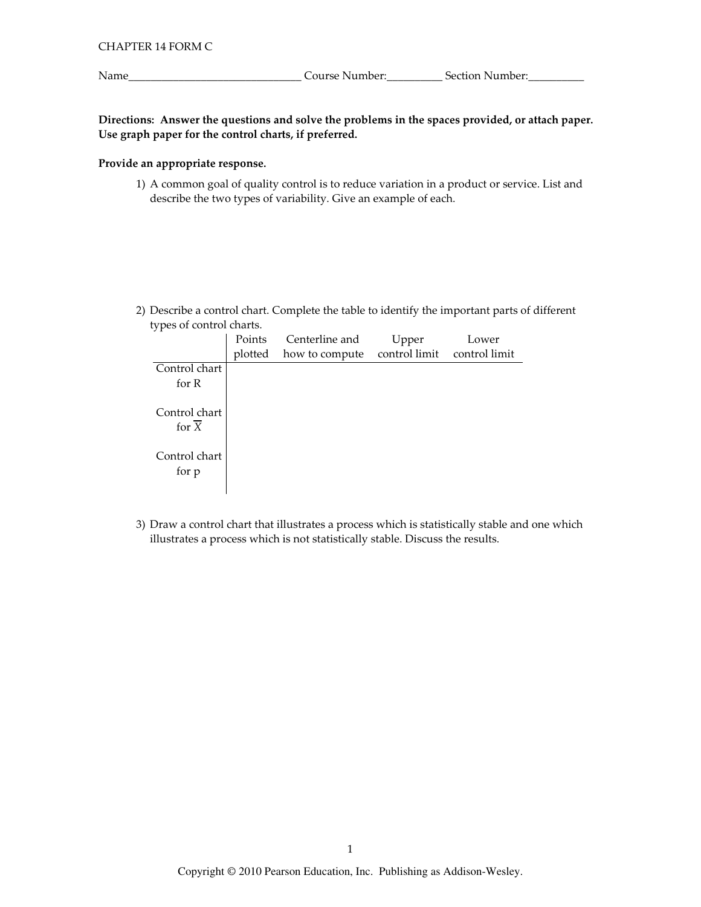CHAPTER 14 FORM C

Name______________________________ Course Number:__________ Section Number:__________

**Directions: Answer the questions and solve the problems in the spaces provided, or attach paper. Use graph paper for the control charts, if preferred.**

**Provide an appropriate response.**

1) A common goal of quality control is to reduce variation in a product or service. List and describe the two types of variability. Give an example of each.

2) Describe a control chart. Complete the table to identify the important parts of different types of control charts.

| | Points plotted | Centerline and how to compute | Upper control limit | Lower control limit |
|---|---|---|---|---|
| Control chart for R | | | | |
| Control chart for $\overline{X}$ | | | | |
| Control chart for p | | | | |

3) Draw a control chart that illustrates a process which is statistically stable and one which illustrates a process which is not statistically stable. Discuss the results.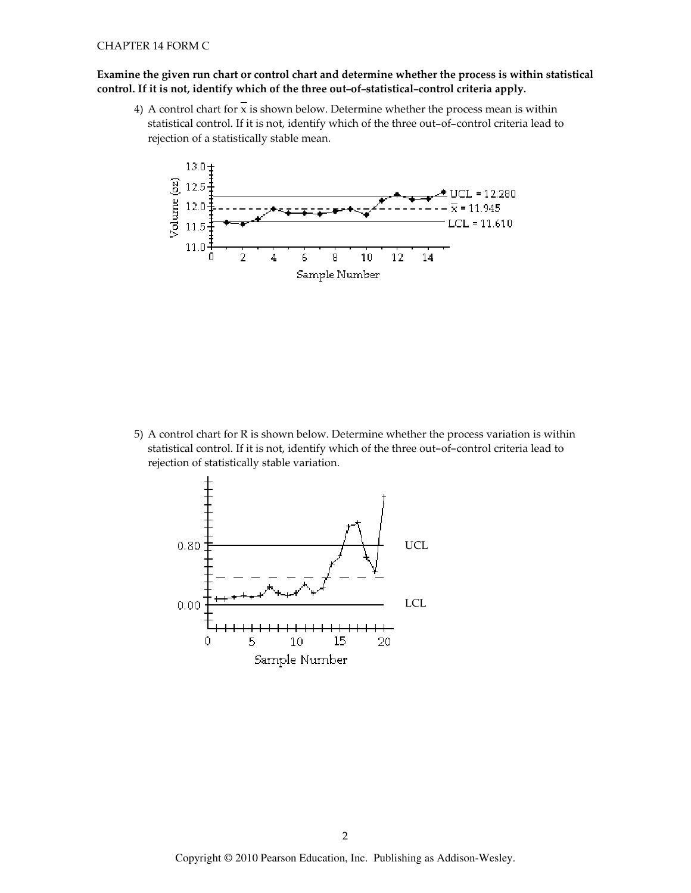**Examine the given run chart or control chart and determine whether the process is within statistical control. If it is not, identify which of the three out–of–statistical–control criteria apply.**

4) A control chart for $\overline{x}$ is shown below. Determine whether the process mean is within statistical control. If it is not, identify which of the three out–of–control criteria lead to rejection of a statistically stable mean.

5) A control chart for R is shown below. Determine whether the process variation is within statistical control. If it is not, identify which of the three out–of–control criteria lead to rejection of statistically stable variation.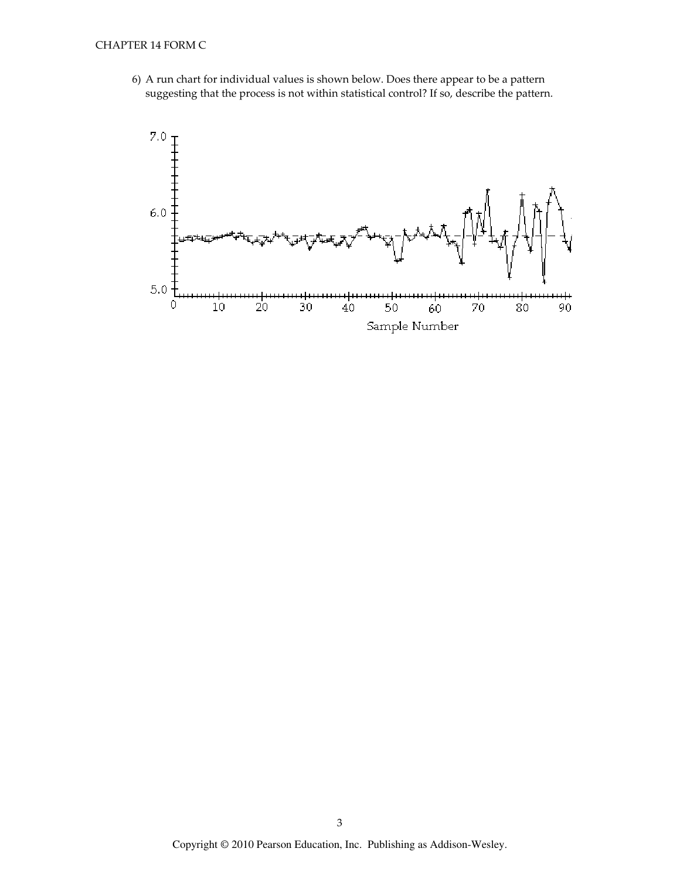6) A run chart for individual values is shown below. Does there appear to be a pattern suggesting that the process is not within statistical control? If so, describe the pattern.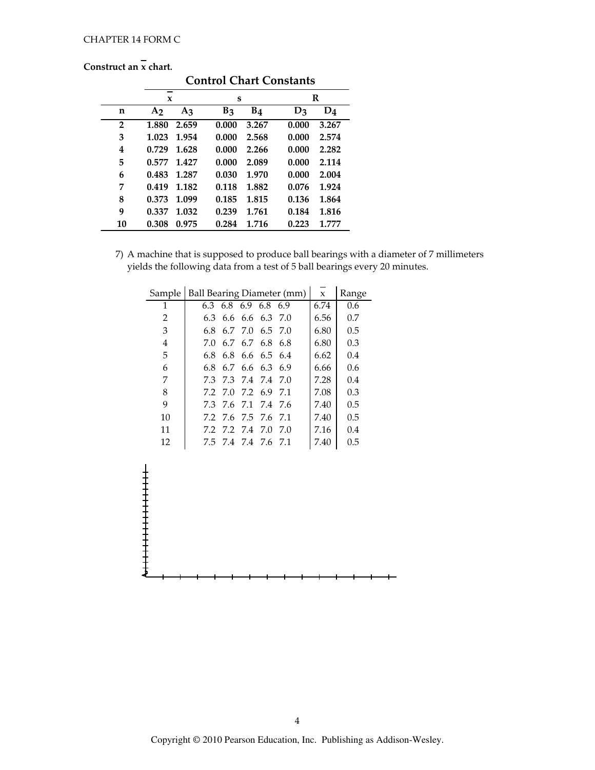**Construct an $\overline{x}$ chart.**

**Control Chart Constants**

| | $\overline{x}$ | | s | | R | |
|---|---|---|---|---|---|---|
| **n** | $A_2$ | $A_3$ | $B_3$ | $B_4$ | $D_3$ | $D_4$ |
| **2** | **1.880** | **2.659** | **0.000** | **3.267** | **0.000** | **3.267** |
| **3** | **1.023** | **1.954** | **0.000** | **2.568** | **0.000** | **2.574** |
| **4** | **0.729** | **1.628** | **0.000** | **2.266** | **0.000** | **2.282** |
| **5** | **0.577** | **1.427** | **0.000** | **2.089** | **0.000** | **2.114** |
| **6** | **0.483** | **1.287** | **0.030** | **1.970** | **0.000** | **2.004** |
| **7** | **0.419** | **1.182** | **0.118** | **1.882** | **0.076** | **1.924** |
| **8** | **0.373** | **1.099** | **0.185** | **1.815** | **0.136** | **1.864** |
| **9** | **0.337** | **1.032** | **0.239** | **1.761** | **0.184** | **1.816** |
| **10** | **0.308** | **0.975** | **0.284** | **1.716** | **0.223** | **1.777** |

7) A machine that is supposed to produce ball bearings with a diameter of 7 millimeters yields the following data from a test of 5 ball bearings every 20 minutes.

| Sample | Ball Bearing Diameter (mm) | $\overline{x}$ | Range |
|---|---|---|---|
| 1 | 6.3 6.8 6.9 6.8 6.9 | 6.74 | 0.6 |
| 2 | 6.3 6.6 6.6 6.3 7.0 | 6.56 | 0.7 |
| 3 | 6.8 6.7 7.0 6.5 7.0 | 6.80 | 0.5 |
| 4 | 7.0 6.7 6.7 6.8 6.8 | 6.80 | 0.3 |
| 5 | 6.8 6.8 6.6 6.5 6.4 | 6.62 | 0.4 |
| 6 | 6.8 6.7 6.6 6.3 6.9 | 6.66 | 0.6 |
| 7 | 7.3 7.3 7.4 7.4 7.0 | 7.28 | 0.4 |
| 8 | 7.2 7.0 7.2 6.9 7.1 | 7.08 | 0.3 |
| 9 | 7.3 7.6 7.1 7.4 7.6 | 7.40 | 0.5 |
| 10 | 7.2 7.6 7.5 7.6 7.1 | 7.40 | 0.5 |
| 11 | 7.2 7.2 7.4 7.0 7.0 | 7.16 | 0.4 |
| 12 | 7.5 7.4 7.4 7.6 7.1 | 7.40 | 0.5 |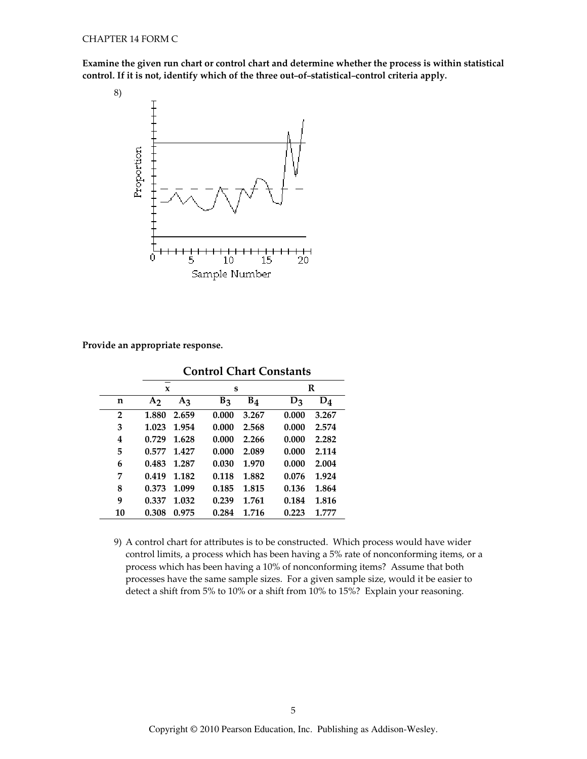**Examine the given run chart or control chart and determine whether the process is within statistical control. If it is not, identify which of the three out–of–statistical–control criteria apply.**

8)

**Provide an appropriate response.**

**Control Chart Constants**

| | $\bar{x}$ | | s | | R | |
|---|---|---|---|---|---|---|
| **n** | $A_2$ | $A_3$ | $B_3$ | $B_4$ | $D_3$ | $D_4$ |
| **2** | **1.880** | **2.659** | **0.000** | **3.267** | **0.000** | **3.267** |
| **3** | **1.023** | **1.954** | **0.000** | **2.568** | **0.000** | **2.574** |
| **4** | **0.729** | **1.628** | **0.000** | **2.266** | **0.000** | **2.282** |
| **5** | **0.577** | **1.427** | **0.000** | **2.089** | **0.000** | **2.114** |
| **6** | **0.483** | **1.287** | **0.030** | **1.970** | **0.000** | **2.004** |
| **7** | **0.419** | **1.182** | **0.118** | **1.882** | **0.076** | **1.924** |
| **8** | **0.373** | **1.099** | **0.185** | **1.815** | **0.136** | **1.864** |
| **9** | **0.337** | **1.032** | **0.239** | **1.761** | **0.184** | **1.816** |
| **10** | **0.308** | **0.975** | **0.284** | **1.716** | **0.223** | **1.777** |

9) A control chart for attributes is to be constructed. Which process would have wider control limits, a process which has been having a 5% rate of nonconforming items, or a process which has been having a 10% of nonconforming items? Assume that both processes have the same sample sizes. For a given sample size, would it be easier to detect a shift from 5% to 10% or a shift from 10% to 15%? Explain your reasoning.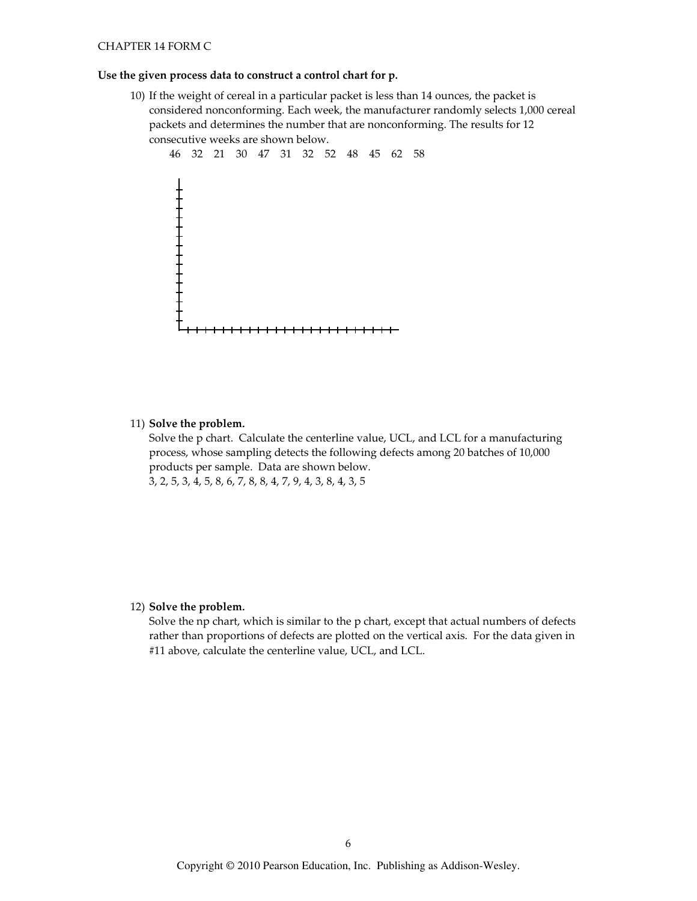CHAPTER 14 FORM C

**Use the given process data to construct a control chart for p.**

10) If the weight of cereal in a particular packet is less than 14 ounces, the packet is considered nonconforming. Each week, the manufacturer randomly selects 1,000 cereal packets and determines the number that are nonconforming. The results for 12 consecutive weeks are shown below.

46 32 21 30 47 31 32 52 48 45 62 58

11) **Solve the problem.**
Solve the p chart. Calculate the centerline value, UCL, and LCL for a manufacturing process, whose sampling detects the following defects among 20 batches of 10,000 products per sample. Data are shown below.
3, 2, 5, 3, 4, 5, 8, 6, 7, 8, 8, 4, 7, 9, 4, 3, 8, 4, 3, 5

12) **Solve the problem.**
Solve the np chart, which is similar to the p chart, except that actual numbers of defects rather than proportions of defects are plotted on the vertical axis. For the data given in #11 above, calculate the centerline value, UCL, and LCL.

Copyright © 2010 Pearson Education, Inc. Publishing as Addison-Wesley.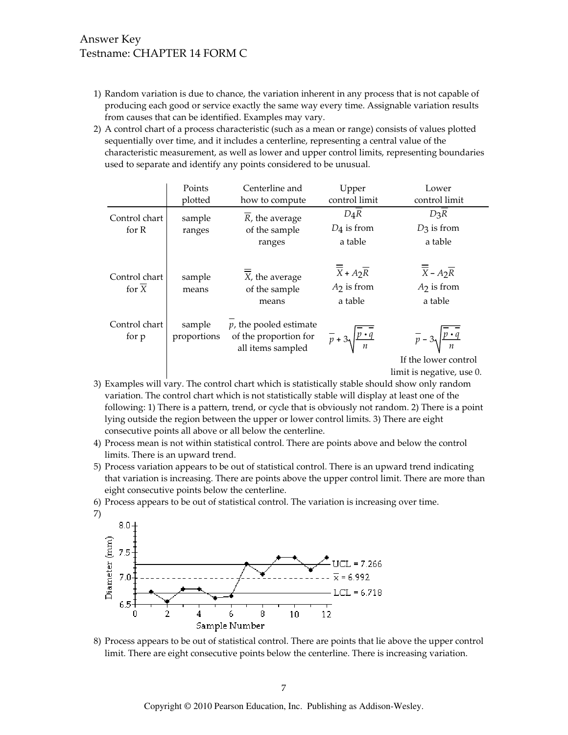Answer Key
Testname: CHAPTER 14 FORM C

1) Random variation is due to chance, the variation inherent in any process that is not capable of producing each good or service exactly the same way every time. Assignable variation results from causes that can be identified. Examples may vary.
2) A control chart of a process characteristic (such as a mean or range) consists of values plotted sequentially over time, and it includes a centerline, representing a central value of the characteristic measurement, as well as lower and upper control limits, representing boundaries used to separate and identify any points considered to be unusual.

| | Points plotted | Centerline and how to compute | Upper control limit | Lower control limit |
|---|---|---|---|---|
| Control chart for R | sample ranges | $\overline{R}$, the average of the sample ranges | $D_4\overline{R}$ <br> $D_4$ is from a table | $D_3\overline{R}$ <br> $D_3$ is from a table |
| Control chart for $\overline{X}$ | sample means | $\overline{\overline{X}}$, the average of the sample means | $\overline{\overline{X}} + A_2\overline{R}$ <br> $A_2$ is from a table | $\overline{\overline{X}} - A_2\overline{R}$ <br> $A_2$ is from a table |
| Control chart for p | sample proportions | $\overline{p}$, the pooled estimate of the proportion for all items sampled | $\overline{p} + 3\sqrt{\dfrac{\overline{p} \cdot \overline{q}}{n}}$ | $\overline{p} - 3\sqrt{\dfrac{\overline{p} \cdot \overline{q}}{n}}$ <br> If the lower control limit is negative, use 0. |

3) Examples will vary. The control chart which is statistically stable should show only random variation. The control chart which is not statistically stable will display at least one of the following: 1) There is a pattern, trend, or cycle that is obviously not random. 2) There is a point lying outside the region between the upper or lower control limits. 3) There are eight consecutive points all above or all below the centerline.
4) Process mean is not within statistical control. There are points above and below the control limits. There is an upward trend.
5) Process variation appears to be out of statistical control. There is an upward trend indicating that variation is increasing. There are points above the upper control limit. There are more than eight consecutive points below the centerline.
6) Process appears to be out of statistical control. The variation is increasing over time.
7)

Diameter (mm) vs. Sample Number: UCL = 7.266, $\overline{x}$ = 6.992, LCL = 6.718

8) Process appears to be out of statistical control. There are points that lie above the upper control limit. There are eight consecutive points below the centerline. There is increasing variation.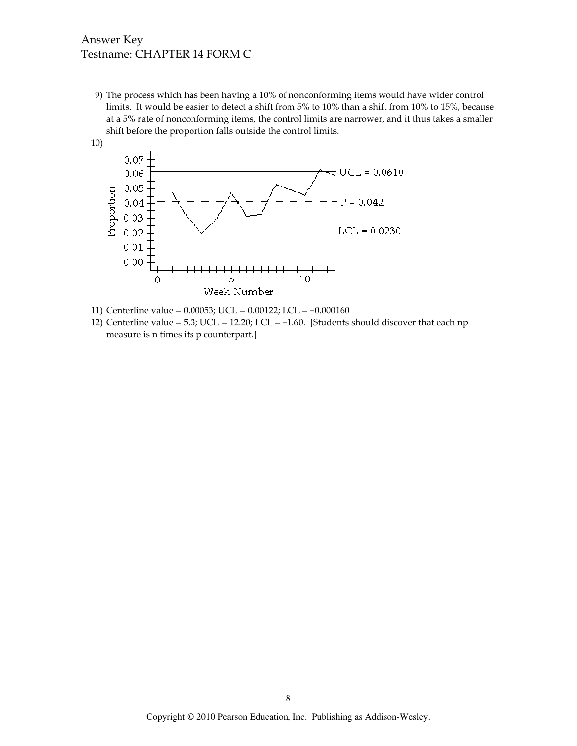# Answer Key
Testname: CHAPTER 14 FORM C

9) The process which has been having a 10% of nonconforming items would have wider control limits. It would be easier to detect a shift from 5% to 10% than a shift from 10% to 15%, because at a 5% rate of nonconforming items, the control limits are narrower, and it thus takes a smaller shift before the proportion falls outside the control limits.

10)

UCL = 0.0610

$\overline{P}$ = 0.042

LCL = 0.0230

Proportion

0.07
0.06
0.05
0.04
0.03
0.02
0.01
0.00

0
5
10

Week Number

11) Centerline value = 0.00053; UCL = 0.00122; LCL = −0.000160

12) Centerline value = 5.3; UCL = 12.20; LCL = −1.60. [Students should discover that each np measure is n times its p counterpart.]